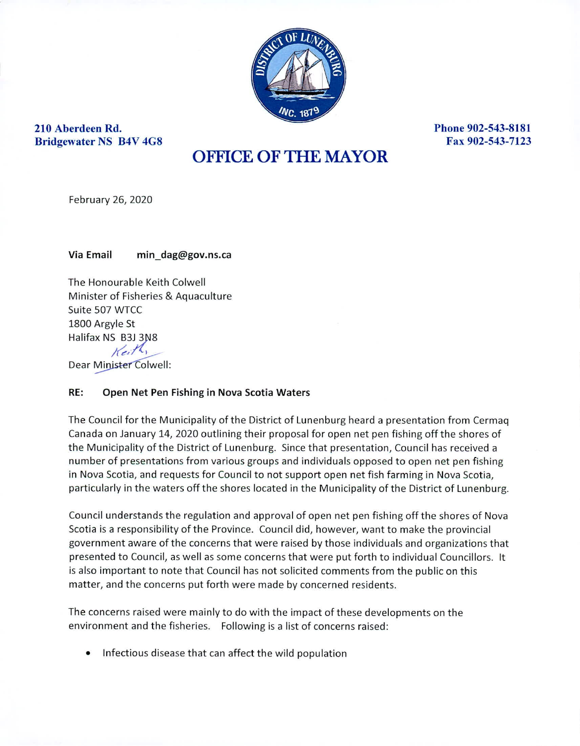210 Aberdeen Rd.
Bridgewater NS B4V 4G8

Phone 902-543-8181
Fax 902-543-7123

# OFFICE OF THE MAYOR

February 26, 2020

**Via Email** **min_dag@gov.ns.ca**

The Honourable Keith Colwell
Minister of Fisheries & Aquaculture
Suite 507 WTCC
1800 Argyle St
Halifax NS B3J 3N8

Dear ~~Minister Colwell~~ Keith:

**RE: Open Net Pen Fishing in Nova Scotia Waters**

The Council for the Municipality of the District of Lunenburg heard a presentation from Cermaq Canada on January 14, 2020 outlining their proposal for open net pen fishing off the shores of the Municipality of the District of Lunenburg. Since that presentation, Council has received a number of presentations from various groups and individuals opposed to open net pen fishing in Nova Scotia, and requests for Council to not support open net fish farming in Nova Scotia, particularly in the waters off the shores located in the Municipality of the District of Lunenburg.

Council understands the regulation and approval of open net pen fishing off the shores of Nova Scotia is a responsibility of the Province. Council did, however, want to make the provincial government aware of the concerns that were raised by those individuals and organizations that presented to Council, as well as some concerns that were put forth to individual Councillors. It is also important to note that Council has not solicited comments from the public on this matter, and the concerns put forth were made by concerned residents.

The concerns raised were mainly to do with the impact of these developments on the environment and the fisheries. Following is a list of concerns raised:

- Infectious disease that can affect the wild population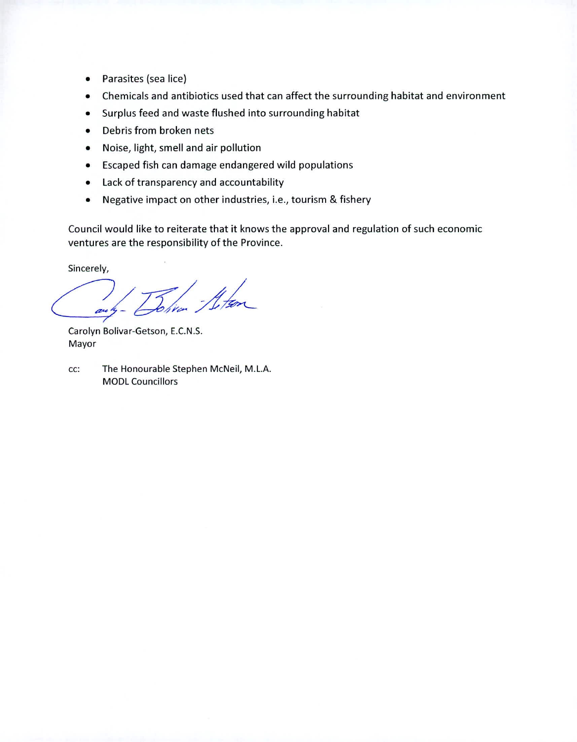- Parasites (sea lice)
- Chemicals and antibiotics used that can affect the surrounding habitat and environment
- Surplus feed and waste flushed into surrounding habitat
- Debris from broken nets
- Noise, light, smell and air pollution
- Escaped fish can damage endangered wild populations
- Lack of transparency and accountability
- Negative impact on other industries, i.e., tourism & fishery

Council would like to reiterate that it knows the approval and regulation of such economic ventures are the responsibility of the Province.

Sincerely,

Carolyn Bolivar-Getson, E.C.N.S.
Mayor

cc: The Honourable Stephen McNeil, M.L.A.
MODL Councillors